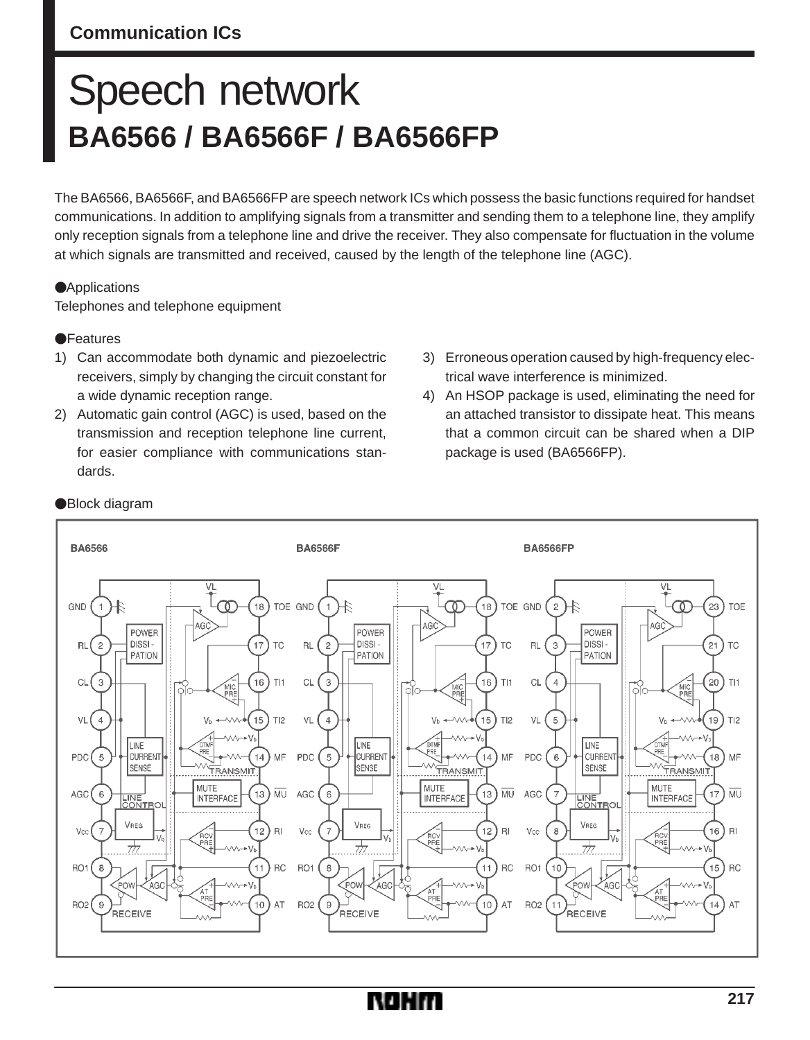Communication ICs

# Speech network
## BA6566 / BA6566F / BA6566FP

The BA6566, BA6566F, and BA6566FP are speech network ICs which possess the basic functions required for handset communications. In addition to amplifying signals from a transmitter and sending them to a telephone line, they amplify only reception signals from a telephone line and drive the receiver. They also compensate for fluctuation in the volume at which signals are transmitted and received, caused by the length of the telephone line (AGC).

●Applications

Telephones and telephone equipment

●Features

1) Can accommodate both dynamic and piezoelectric receivers, simply by changing the circuit constant for a wide dynamic reception range.
2) Automatic gain control (AGC) is used, based on the transmission and reception telephone line current, for easier compliance with communications standards.
3) Erroneous operation caused by high-frequency electrical wave interference is minimized.
4) An HSOP package is used, eliminating the need for an attached transistor to dissipate heat. This means that a common circuit can be shared when a DIP package is used (BA6566FP).

●Block diagram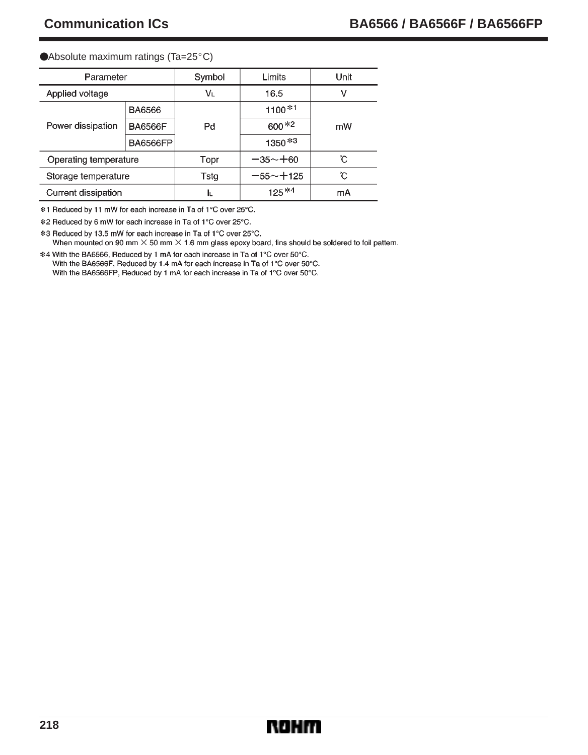## ●Absolute maximum ratings (Ta=25°C)

| Parameter | | Symbol | Limits | Unit |
|---|---|---|---|---|
| Applied voltage | | $V_L$ | 16.5 | V |
| Power dissipation | BA6566 | Pd | 1100 *1 | mW |
| | BA6566F | | 600 *2 | |
| | BA6566FP | | 1350 *3 | |
| Operating temperature | | Topr | −35～+60 | ℃ |
| Storage temperature | | Tstg | −55～+125 | ℃ |
| Current dissipation | | $I_L$ | 125 *4 | mA |

*1 Reduced by 11 mW for each increase in Ta of 1°C over 25°C.

*2 Reduced by 6 mW for each increase in Ta of 1°C over 25°C.

*3 Reduced by 13.5 mW for each increase in Ta of 1°C over 25°C.
When mounted on 90 mm × 50 mm × 1.6 mm glass epoxy board, fins should be soldered to foil pattern.

*4 With the BA6566, Reduced by 1 mA for each increase in Ta of 1°C over 50°C.
With the BA6566F, Reduced by 1.4 mA for each increase in Ta of 1°C over 50°C.
With the BA6566FP, Reduced by 1 mA for each increase in Ta of 1°C over 50°C.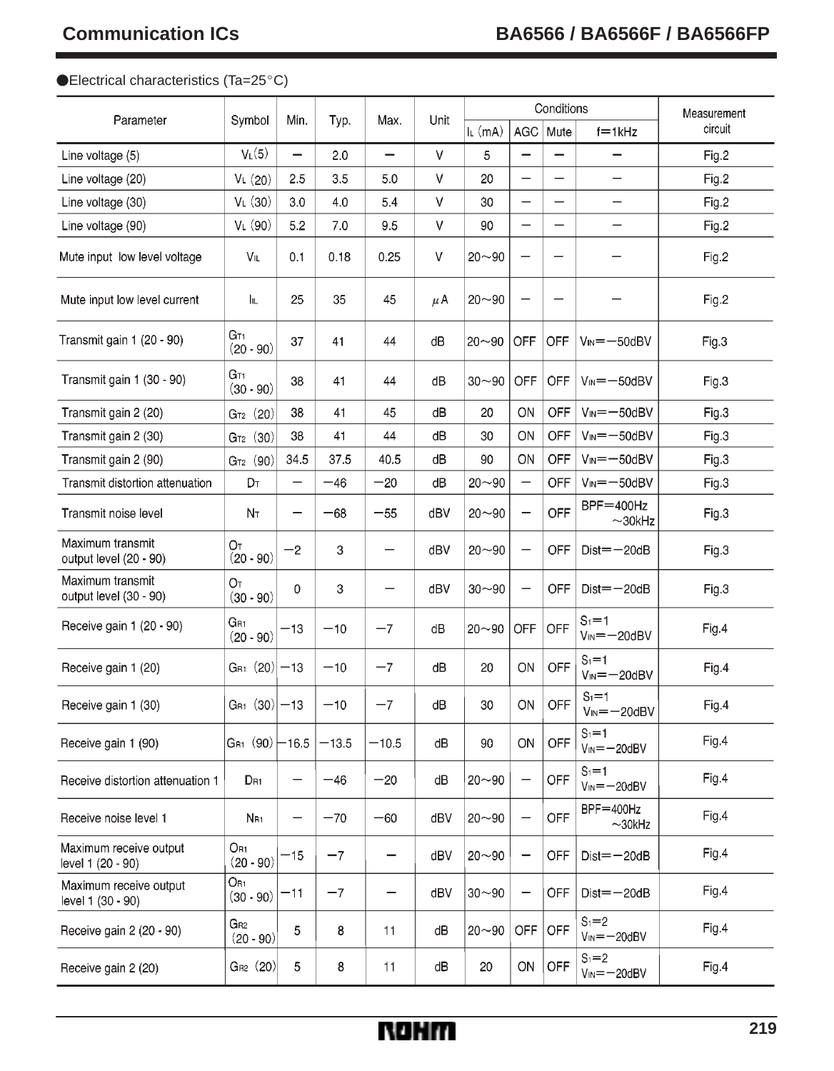●Electrical characteristics (Ta=25°C)

| Parameter | Symbol | Min. | Typ. | Max. | Unit | Conditions | | | | Measurement circuit |
|---|---|---|---|---|---|---|---|---|---|---|
| | | | | | | $I_L$ (mA) | AGC | Mute | f=1kHz | |
| Line voltage (5) | $V_L(5)$ | − | 2.0 | − | V | 5 | − | − | − | Fig.2 |
| Line voltage (20) | $V_L$ (20) | 2.5 | 3.5 | 5.0 | V | 20 | − | − | − | Fig.2 |
| Line voltage (30) | $V_L$ (30) | 3.0 | 4.0 | 5.4 | V | 30 | − | − | − | Fig.2 |
| Line voltage (90) | $V_L$ (90) | 5.2 | 7.0 | 9.5 | V | 90 | − | − | − | Fig.2 |
| Mute input low level voltage | $V_{IL}$ | 0.1 | 0.18 | 0.25 | V | 20~90 | − | − | − | Fig.2 |
| Mute input low level current | $I_{IL}$ | 25 | 35 | 45 | μA | 20~90 | − | − | − | Fig.2 |
| Transmit gain 1 (20 - 90) | $G_{T1}$ (20 - 90) | 37 | 41 | 44 | dB | 20~90 | OFF | OFF | $V_{IN}$=−50dBV | Fig.3 |
| Transmit gain 1 (30 - 90) | $G_{T1}$ (30 - 90) | 38 | 41 | 44 | dB | 30~90 | OFF | OFF | $V_{IN}$=−50dBV | Fig.3 |
| Transmit gain 2 (20) | $G_{T2}$ (20) | 38 | 41 | 45 | dB | 20 | ON | OFF | $V_{IN}$=−50dBV | Fig.3 |
| Transmit gain 2 (30) | $G_{T2}$ (30) | 38 | 41 | 44 | dB | 30 | ON | OFF | $V_{IN}$=−50dBV | Fig.3 |
| Transmit gain 2 (90) | $G_{T2}$ (90) | 34.5 | 37.5 | 40.5 | dB | 90 | ON | OFF | $V_{IN}$=−50dBV | Fig.3 |
| Transmit distortion attenuation | $D_T$ | − | −46 | −20 | dB | 20~90 | − | OFF | $V_{IN}$=−50dBV | Fig.3 |
| Transmit noise level | $N_T$ | − | −68 | −55 | dBV | 20~90 | − | OFF | BPF=400Hz ~30kHz | Fig.3 |
| Maximum transmit output level (20 - 90) | $O_T$ (20 - 90) | −2 | 3 | − | dBV | 20~90 | − | OFF | Dist=−20dB | Fig.3 |
| Maximum transmit output level (30 - 90) | $O_T$ (30 - 90) | 0 | 3 | − | dBV | 30~90 | − | OFF | Dist=−20dB | Fig.3 |
| Receive gain 1 (20 - 90) | $G_{R1}$ (20 - 90) | −13 | −10 | −7 | dB | 20~90 | OFF | OFF | $S_1$=1 $V_{IN}$=−20dBV | Fig.4 |
| Receive gain 1 (20) | $G_{R1}$ (20) | −13 | −10 | −7 | dB | 20 | ON | OFF | $S_1$=1 $V_{IN}$=−20dBV | Fig.4 |
| Receive gain 1 (30) | $G_{R1}$ (30) | −13 | −10 | −7 | dB | 30 | ON | OFF | $S_1$=1 $V_{IN}$=−20dBV | Fig.4 |
| Receive gain 1 (90) | $G_{R1}$ (90) | −16.5 | −13.5 | −10.5 | dB | 90 | ON | OFF | $S_1$=1 $V_{IN}$=−20dBV | Fig.4 |
| Receive distortion attenuation 1 | $D_{R1}$ | − | −46 | −20 | dB | 20~90 | − | OFF | $S_1$=1 $V_{IN}$=−20dBV | Fig.4 |
| Receive noise level 1 | $N_{R1}$ | − | −70 | −60 | dBV | 20~90 | − | OFF | BPF=400Hz ~30kHz | Fig.4 |
| Maximum receive output level 1 (20 - 90) | $O_{R1}$ (20 - 90) | −15 | −7 | − | dBV | 20~90 | − | OFF | Dist=−20dB | Fig.4 |
| Maximum receive output level 1 (30 - 90) | $O_{R1}$ (30 - 90) | −11 | −7 | − | dBV | 30~90 | − | OFF | Dist=−20dB | Fig.4 |
| Receive gain 2 (20 - 90) | $G_{R2}$ (20 - 90) | 5 | 8 | 11 | dB | 20~90 | OFF | OFF | $S_1$=2 $V_{IN}$=−20dBV | Fig.4 |
| Receive gain 2 (20) | $G_{R2}$ (20) | 5 | 8 | 11 | dB | 20 | ON | OFF | $S_1$=2 $V_{IN}$=−20dBV | Fig.4 |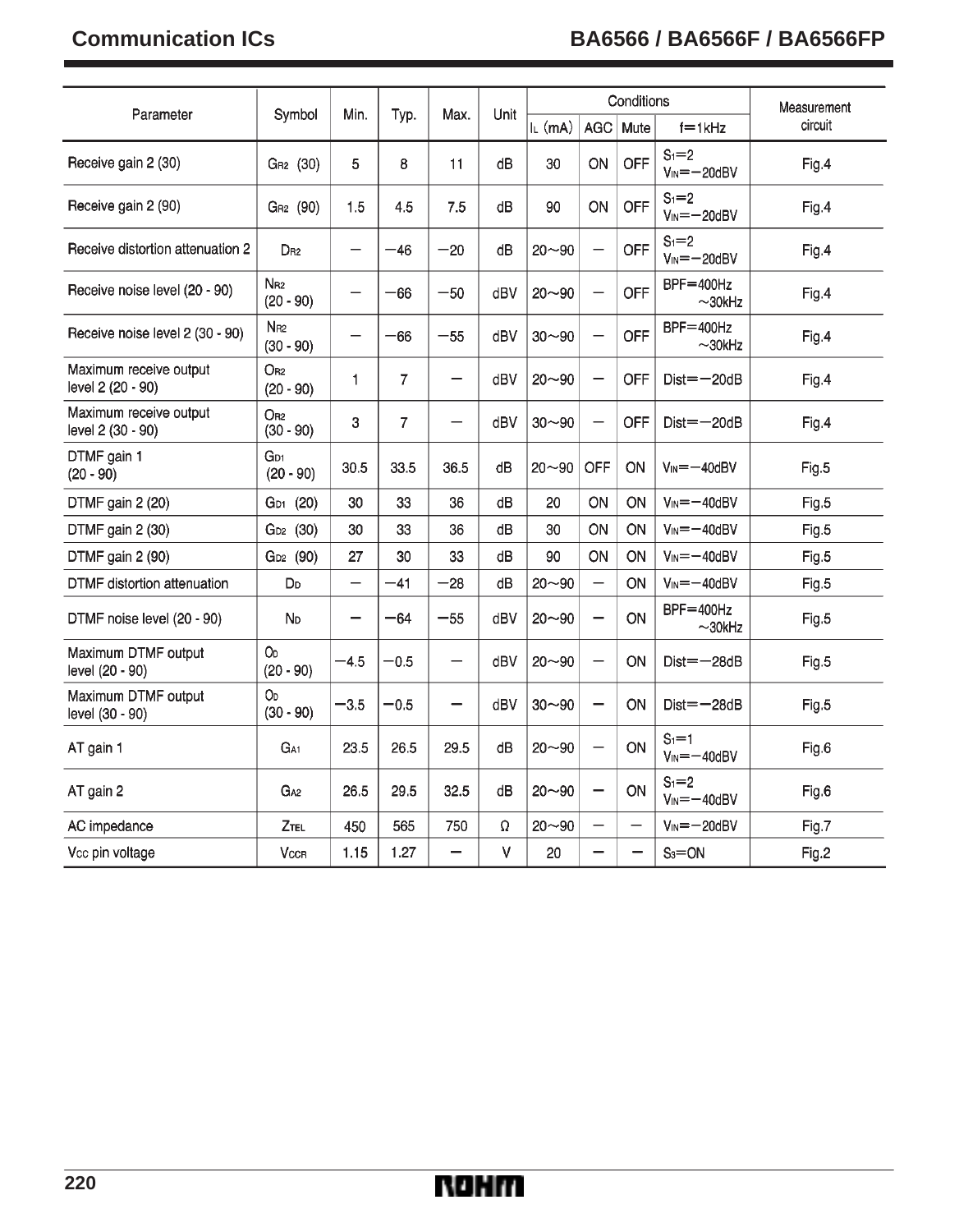| Parameter | Symbol | Min. | Typ. | Max. | Unit | Conditions | | | | Measurement circuit |
|---|---|---|---|---|---|---|---|---|---|---|
| | | | | | | $I_L$ (mA) | AGC | Mute | f=1kHz | |
| Receive gain 2 (30) | $G_{R2}$ (30) | 5 | 8 | 11 | dB | 30 | ON | OFF | $S_1$=2 $V_{IN}$=−20dBV | Fig.4 |
| Receive gain 2 (90) | $G_{R2}$ (90) | 1.5 | 4.5 | 7.5 | dB | 90 | ON | OFF | $S_1$=2 $V_{IN}$=−20dBV | Fig.4 |
| Receive distortion attenuation 2 | $D_{R2}$ | − | −46 | −20 | dB | 20~90 | − | OFF | $S_1$=2 $V_{IN}$=−20dBV | Fig.4 |
| Receive noise level (20 - 90) | $N_{R2}$ (20 - 90) | − | −66 | −50 | dBV | 20~90 | − | OFF | BPF=400Hz ~30kHz | Fig.4 |
| Receive noise level 2 (30 - 90) | $N_{R2}$ (30 - 90) | − | −66 | −55 | dBV | 30~90 | − | OFF | BPF=400Hz ~30kHz | Fig.4 |
| Maximum receive output level 2 (20 - 90) | $O_{R2}$ (20 - 90) | 1 | 7 | − | dBV | 20~90 | − | OFF | Dist=−20dB | Fig.4 |
| Maximum receive output level 2 (30 - 90) | $O_{R2}$ (30 - 90) | 3 | 7 | − | dBV | 30~90 | − | OFF | Dist=−20dB | Fig.4 |
| DTMF gain 1 (20 - 90) | $G_{D1}$ (20 - 90) | 30.5 | 33.5 | 36.5 | dB | 20~90 | OFF | ON | $V_{IN}$=−40dBV | Fig.5 |
| DTMF gain 2 (20) | $G_{D1}$ (20) | 30 | 33 | 36 | dB | 20 | ON | ON | $V_{IN}$=−40dBV | Fig.5 |
| DTMF gain 2 (30) | $G_{D2}$ (30) | 30 | 33 | 36 | dB | 30 | ON | ON | $V_{IN}$=−40dBV | Fig.5 |
| DTMF gain 2 (90) | $G_{D2}$ (90) | 27 | 30 | 33 | dB | 90 | ON | ON | $V_{IN}$=−40dBV | Fig.5 |
| DTMF distortion attenuation | $D_D$ | − | −41 | −28 | dB | 20~90 | − | ON | $V_{IN}$=−40dBV | Fig.5 |
| DTMF noise level (20 - 90) | $N_D$ | − | −64 | −55 | dBV | 20~90 | − | ON | BPF=400Hz ~30kHz | Fig.5 |
| Maximum DTMF output level (20 - 90) | $O_D$ (20 - 90) | −4.5 | −0.5 | − | dBV | 20~90 | − | ON | Dist=−28dB | Fig.5 |
| Maximum DTMF output level (30 - 90) | $O_D$ (30 - 90) | −3.5 | −0.5 | − | dBV | 30~90 | − | ON | Dist=−28dB | Fig.5 |
| AT gain 1 | $G_{A1}$ | 23.5 | 26.5 | 29.5 | dB | 20~90 | − | ON | $S_1$=1 $V_{IN}$=−40dBV | Fig.6 |
| AT gain 2 | $G_{A2}$ | 26.5 | 29.5 | 32.5 | dB | 20~90 | − | ON | $S_1$=2 $V_{IN}$=−40dBV | Fig.6 |
| AC impedance | $Z_{TEL}$ | 450 | 565 | 750 | Ω | 20~90 | − | − | $V_{IN}$=−20dBV | Fig.7 |
| $V_{CC}$ pin voltage | $V_{CCR}$ | 1.15 | 1.27 | − | V | 20 | − | − | $S_3$=ON | Fig.2 |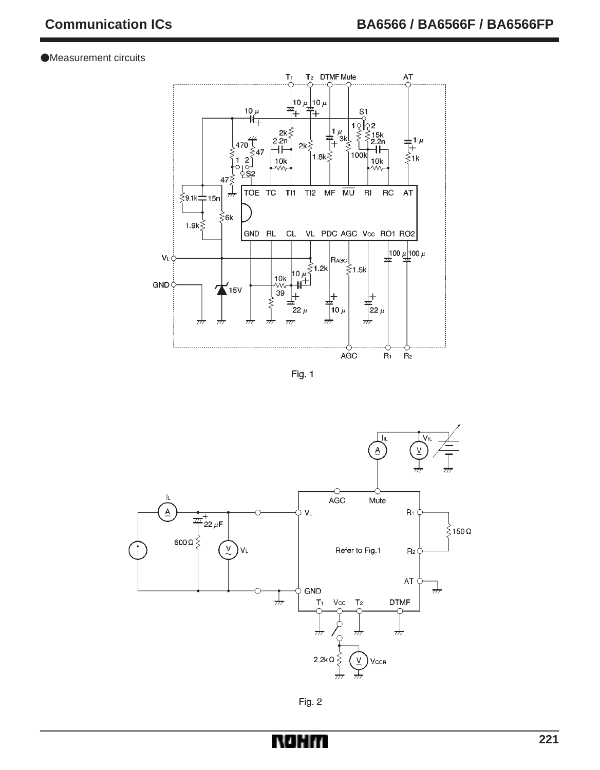● Measurement circuits

Fig. 1

Fig. 2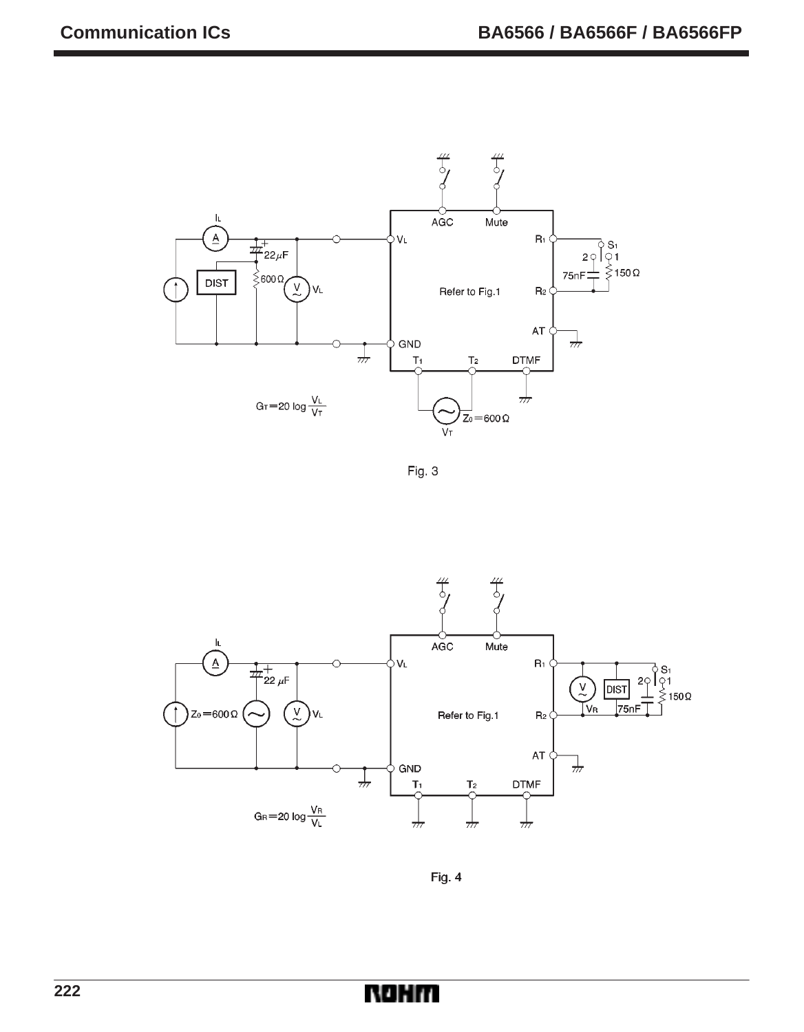$G_T = 20 \log \frac{V_L}{V_T}$

Fig. 3

$G_R = 20 \log \frac{V_R}{V_L}$

Fig. 4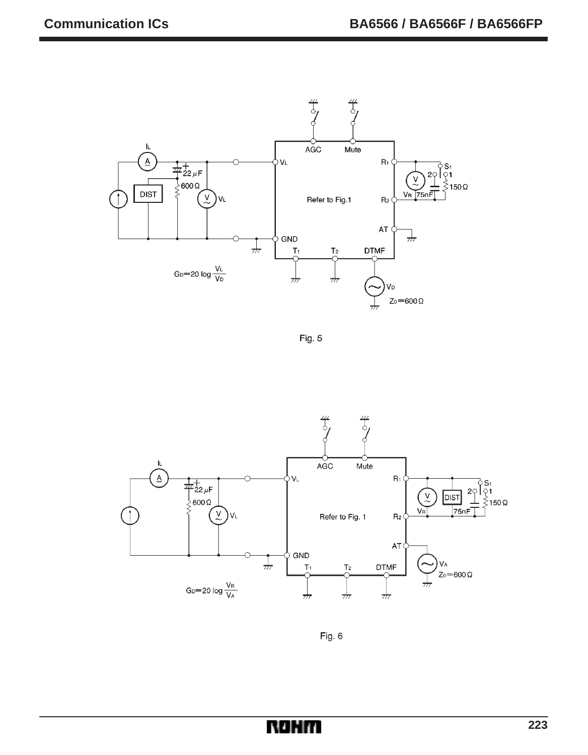$G_D = 20 \log \frac{V_L}{V_D}$

Fig. 5

$G_D = 20 \log \frac{V_R}{V_A}$

Fig. 6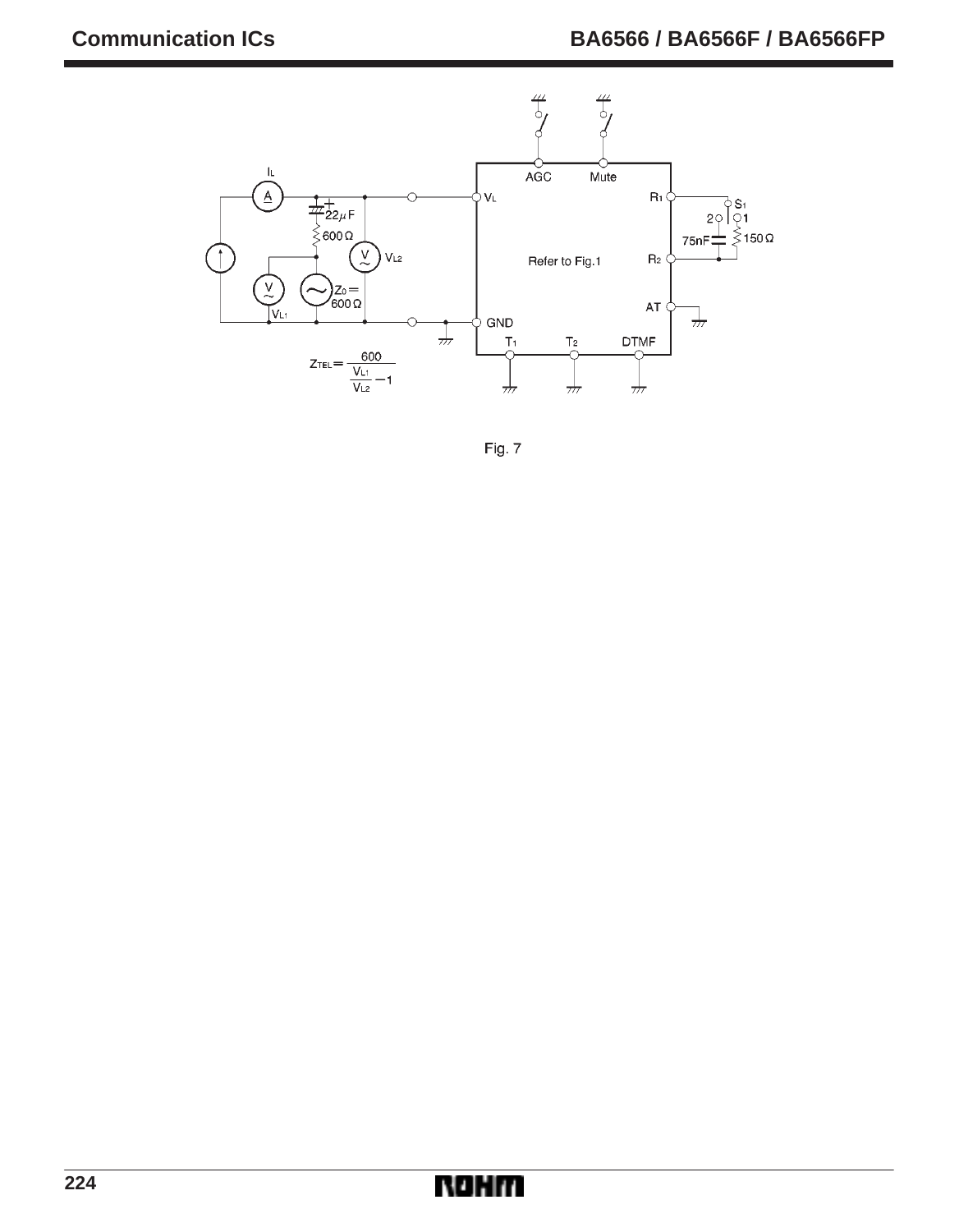Refer to Fig.1

$$Z_{TEL} = \frac{600}{\frac{V_{L1}}{V_{L2}} - 1}$$

Fig. 7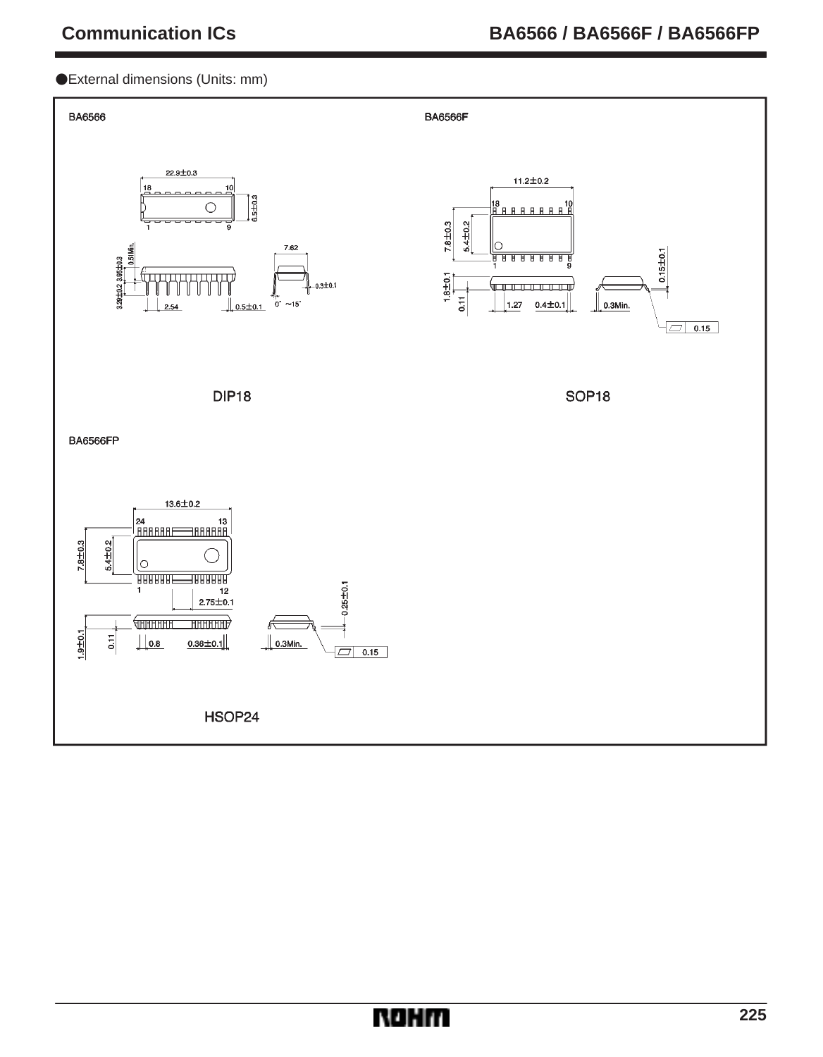●External dimensions (Units: mm)

BA6566

22.9±0.3

18

10

6.5±0.3

1

9

7.62

3.29±0.2

3.95±0.3

0.51Min.

0.3±0.1

2.54

0.5±0.1

0° ~15°

DIP18

BA6566F

11.2±0.2

18

10

7.8±0.3

5.4±0.2

1

9

1.8±0.1

0.11

0.15±0.1

1.27

0.4±0.1

0.3Min.

0.15

SOP18

BA6566FP

13.6±0.2

24

13

7.8±0.3

5.4±0.2

1

12

2.75±0.1

0.25±0.1

1.9±0.1

0.11

0.8

0.36±0.1

0.3Min.

0.15

HSOP24